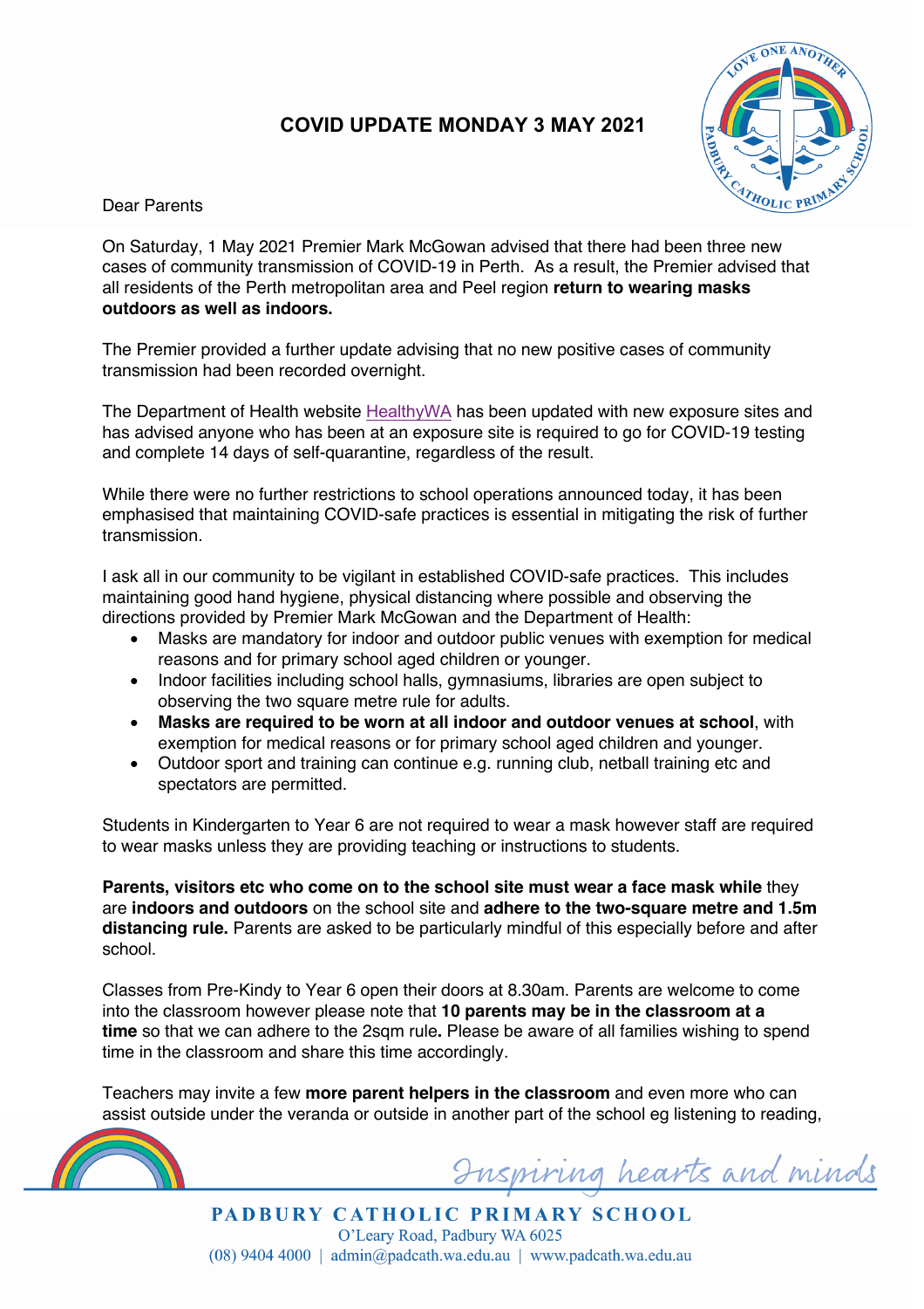# COVID UPDATE MONDAY 3 MAY 2021

Dear Parents

On Saturday, 1 May 2021 Premier Mark McGowan advised that there had been three new cases of community transmission of COVID-19 in Perth. As a result, the Premier advised that all residents of the Perth metropolitan area and Peel region **return to wearing masks outdoors as well as indoors.**

The Premier provided a further update advising that no new positive cases of community transmission had been recorded overnight.

The Department of Health website HealthyWA has been updated with new exposure sites and has advised anyone who has been at an exposure site is required to go for COVID-19 testing and complete 14 days of self-quarantine, regardless of the result.

While there were no further restrictions to school operations announced today, it has been emphasised that maintaining COVID-safe practices is essential in mitigating the risk of further transmission.

I ask all in our community to be vigilant in established COVID-safe practices. This includes maintaining good hand hygiene, physical distancing where possible and observing the directions provided by Premier Mark McGowan and the Department of Health:

- Masks are mandatory for indoor and outdoor public venues with exemption for medical reasons and for primary school aged children or younger.
- Indoor facilities including school halls, gymnasiums, libraries are open subject to observing the two square metre rule for adults.
- **Masks are required to be worn at all indoor and outdoor venues at school**, with exemption for medical reasons or for primary school aged children and younger.
- Outdoor sport and training can continue e.g. running club, netball training etc and spectators are permitted.

Students in Kindergarten to Year 6 are not required to wear a mask however staff are required to wear masks unless they are providing teaching or instructions to students.

**Parents, visitors etc who come on to the school site must wear a face mask while** they are **indoors and outdoors** on the school site and **adhere to the two-square metre and 1.5m distancing rule.** Parents are asked to be particularly mindful of this especially before and after school.

Classes from Pre-Kindy to Year 6 open their doors at 8.30am. Parents are welcome to come into the classroom however please note that **10 parents may be in the classroom at a time** so that we can adhere to the 2sqm rule**.** Please be aware of all families wishing to spend time in the classroom and share this time accordingly.

Teachers may invite a few **more parent helpers in the classroom** and even more who can assist outside under the veranda or outside in another part of the school eg listening to reading,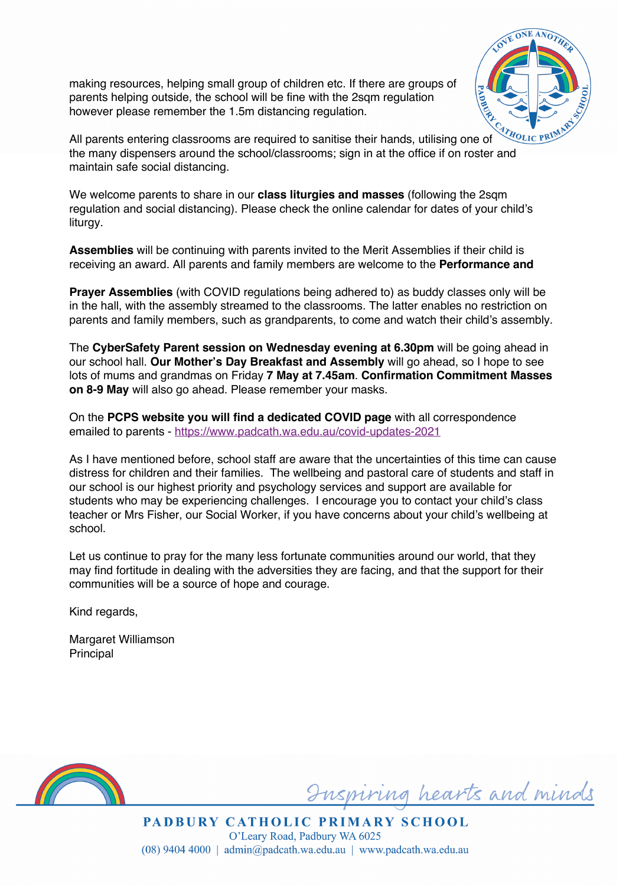making resources, helping small group of children etc. If there are groups of parents helping outside, the school will be fine with the 2sqm regulation however please remember the 1.5m distancing regulation.

All parents entering classrooms are required to sanitise their hands, utilising one of the many dispensers around the school/classrooms; sign in at the office if on roster and maintain safe social distancing.

We welcome parents to share in our **class liturgies and masses** (following the 2sqm regulation and social distancing). Please check the online calendar for dates of your child's liturgy.

**Assemblies** will be continuing with parents invited to the Merit Assemblies if their child is receiving an award. All parents and family members are welcome to the **Performance and Prayer Assemblies** (with COVID regulations being adhered to) as buddy classes only will be in the hall, with the assembly streamed to the classrooms. The latter enables no restriction on parents and family members, such as grandparents, to come and watch their child's assembly.

The **CyberSafety Parent session on Wednesday evening at 6.30pm** will be going ahead in our school hall. **Our Mother's Day Breakfast and Assembly** will go ahead, so I hope to see lots of mums and grandmas on Friday **7 May at 7.45am**. **Confirmation Commitment Masses on 8-9 May** will also go ahead. Please remember your masks.

On the **PCPS website you will find a dedicated COVID page** with all correspondence emailed to parents - https://www.padcath.wa.edu.au/covid-updates-2021

As I have mentioned before, school staff are aware that the uncertainties of this time can cause distress for children and their families. The wellbeing and pastoral care of students and staff in our school is our highest priority and psychology services and support are available for students who may be experiencing challenges. I encourage you to contact your child's class teacher or Mrs Fisher, our Social Worker, if you have concerns about your child's wellbeing at school.

Let us continue to pray for the many less fortunate communities around our world, that they may find fortitude in dealing with the adversities they are facing, and that the support for their communities will be a source of hope and courage.

Kind regards,

Margaret Williamson
Principal

*Inspiring hearts and minds*

**PADBURY CATHOLIC PRIMARY SCHOOL**
O'Leary Road, Padbury WA 6025
(08) 9404 4000 | admin@padcath.wa.edu.au | www.padcath.wa.edu.au